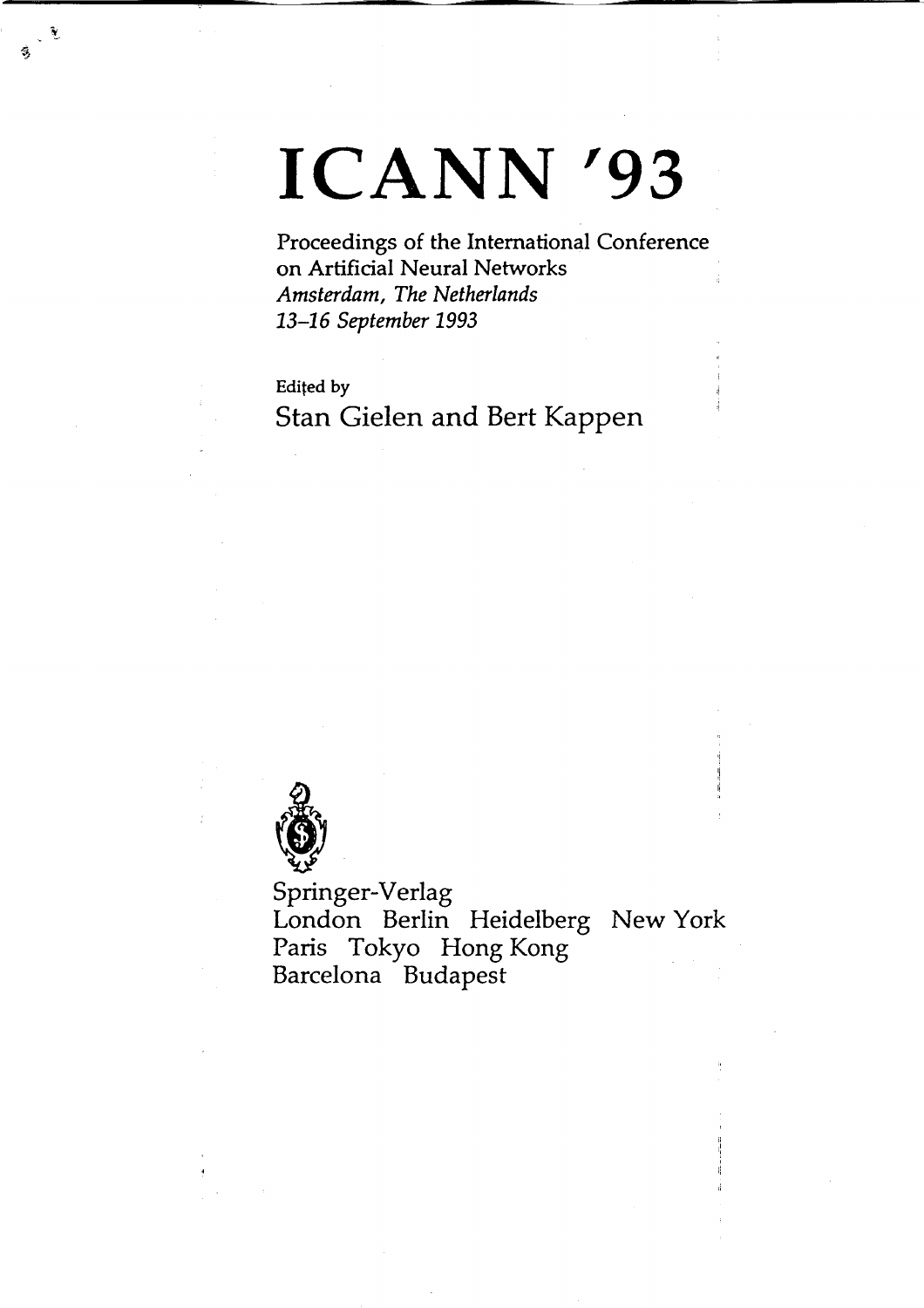# ICANN '93

Proceedings of the International Conference on Artificial Neural Networks
*Amsterdam, The Netherlands*
*13–16 September 1993*

Edited by
Stan Gielen and Bert Kappen

Springer-Verlag
London Berlin Heidelberg New York
Paris Tokyo Hong Kong
Barcelona Budapest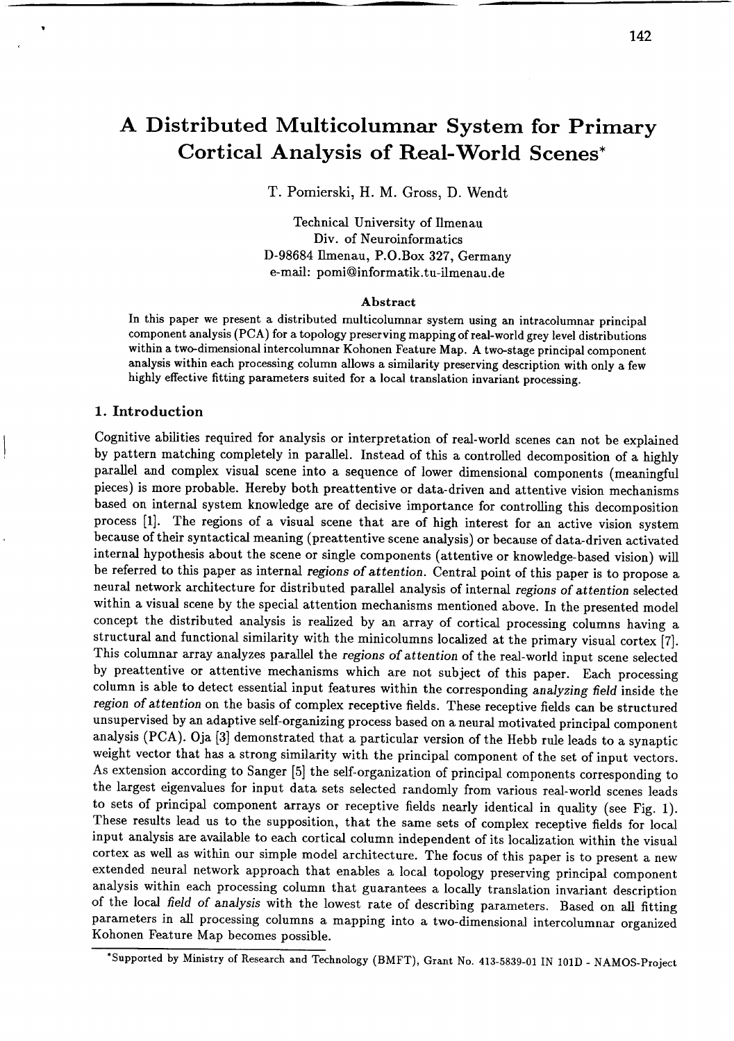# A Distributed Multicolumnar System for Primary Cortical Analysis of Real-World Scenes*

T. Pomierski, H. M. Gross, D. Wendt

Technical University of Ilmenau  
Div. of Neuroinformatics  
D-98684 Ilmenau, P.O.Box 327, Germany  
e-mail: pomi@informatik.tu-ilmenau.de

### Abstract

In this paper we present a distributed multicolumnar system using an intracolumnar principal component analysis (PCA) for a topology preserving mapping of real-world grey level distributions within a two-dimensional intercolumnar Kohonen Feature Map. A two-stage principal component analysis within each processing column allows a similarity preserving description with only a few highly effective fitting parameters suited for a local translation invariant processing.

## 1. Introduction

Cognitive abilities required for analysis or interpretation of real-world scenes can not be explained by pattern matching completely in parallel. Instead of this a controlled decomposition of a highly parallel and complex visual scene into a sequence of lower dimensional components (meaningful pieces) is more probable. Hereby both preattentive or data-driven and attentive vision mechanisms based on internal system knowledge are of decisive importance for controlling this decomposition process [1]. The regions of a visual scene that are of high interest for an active vision system because of their syntactical meaning (preattentive scene analysis) or because of data-driven activated internal hypothesis about the scene or single components (attentive or knowledge-based vision) will be referred to this paper as internal *regions of attention*. Central point of this paper is to propose a neural network architecture for distributed parallel analysis of internal *regions of attention* selected within a visual scene by the special attention mechanisms mentioned above. In the presented model concept the distributed analysis is realized by an array of cortical processing columns having a structural and functional similarity with the minicolumns localized at the primary visual cortex [7]. This columnar array analyzes parallel the *regions of attention* of the real-world input scene selected by preattentive or attentive mechanisms which are not subject of this paper. Each processing column is able to detect essential input features within the corresponding *analyzing field* inside the *region of attention* on the basis of complex receptive fields. These receptive fields can be structured unsupervised by an adaptive self-organizing process based on a neural motivated principal component analysis (PCA). Oja [3] demonstrated that a particular version of the Hebb rule leads to a synaptic weight vector that has a strong similarity with the principal component of the set of input vectors. As extension according to Sanger [5] the self-organization of principal components corresponding to the largest eigenvalues for input data sets selected randomly from various real-world scenes leads to sets of principal component arrays or receptive fields nearly identical in quality (see Fig. 1). These results lead us to the supposition, that the same sets of complex receptive fields for local input analysis are available to each cortical column independent of its localization within the visual cortex as well as within our simple model architecture. The focus of this paper is to present a new extended neural network approach that enables a local topology preserving principal component analysis within each processing column that guarantees a locally translation invariant description of the local *field of analysis* with the lowest rate of describing parameters. Based on all fitting parameters in all processing columns a mapping into a two-dimensional intercolumnar organized Kohonen Feature Map becomes possible.

*Supported by Ministry of Research and Technology (BMFT), Grant No. 413-5839-01 IN 101D - NAMOS-Project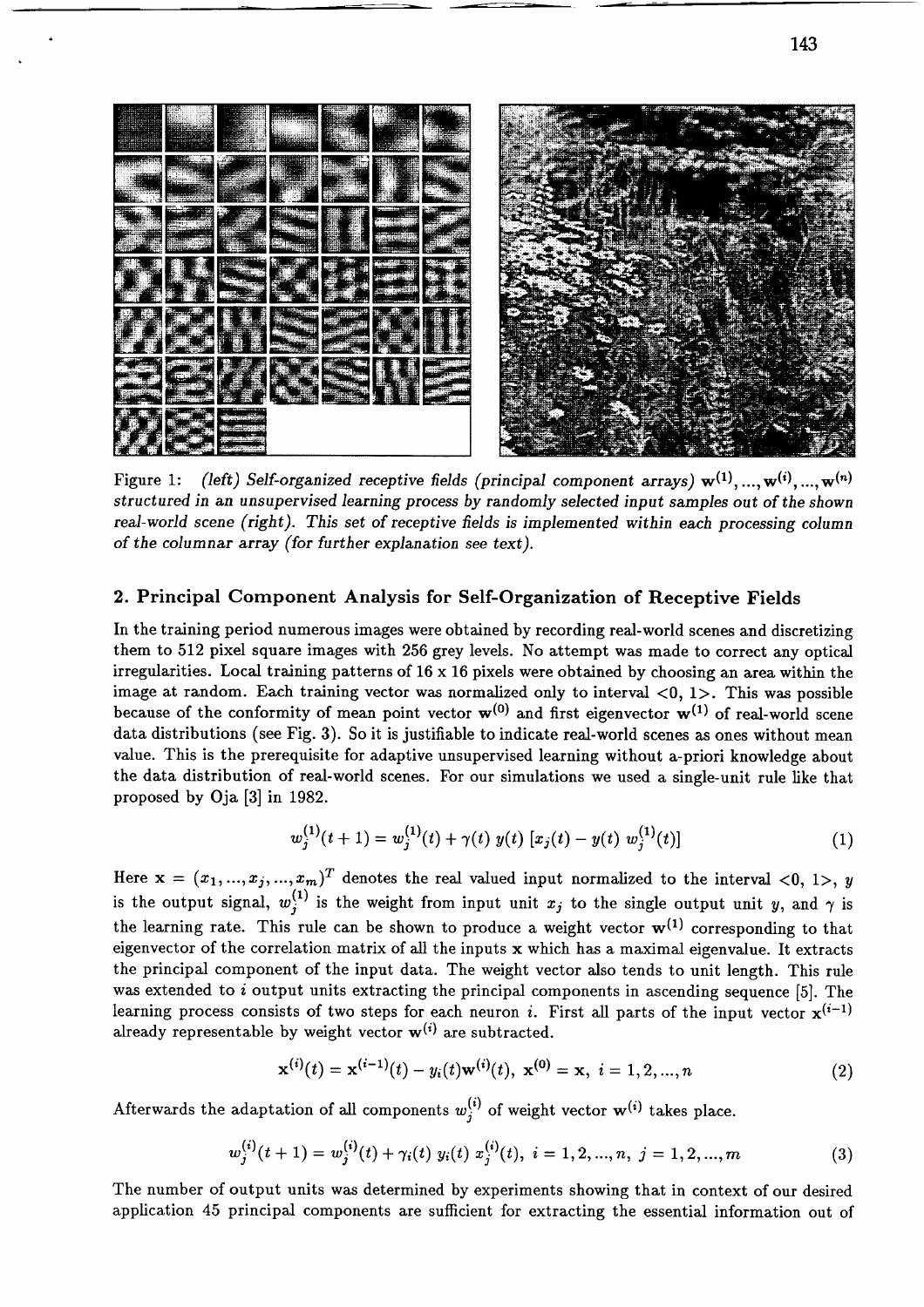Figure 1: *(left) Self-organized receptive fields (principal component arrays) $\mathbf{w}^{(1)}, ..., \mathbf{w}^{(i)}, ..., \mathbf{w}^{(n)}$ structured in an unsupervised learning process by randomly selected input samples out of the shown real-world scene (right). This set of receptive fields is implemented within each processing column of the columnar array (for further explanation see text).*

## 2. Principal Component Analysis for Self-Organization of Receptive Fields

In the training period numerous images were obtained by recording real-world scenes and discretizing them to 512 pixel square images with 256 grey levels. No attempt was made to correct any optical irregularities. Local training patterns of 16 x 16 pixels were obtained by choosing an area within the image at random. Each training vector was normalized only to interval <0, 1>. This was possible because of the conformity of mean point vector $\mathbf{w}^{(0)}$ and first eigenvector $\mathbf{w}^{(1)}$ of real-world scene data distributions (see Fig. 3). So it is justifiable to indicate real-world scenes as ones without mean value. This is the prerequisite for adaptive unsupervised learning without a-priori knowledge about the data distribution of real-world scenes. For our simulations we used a single-unit rule like that proposed by Oja [3] in 1982.

$$w_j^{(1)}(t+1) = w_j^{(1)}(t) + \gamma(t)\, y(t)\, [x_j(t) - y(t)\, w_j^{(1)}(t)] \tag{1}$$

Here $\mathbf{x} = (x_1, ..., x_j, ..., x_m)^T$ denotes the real valued input normalized to the interval <0, 1>, $y$ is the output signal, $w_j^{(1)}$ is the weight from input unit $x_j$ to the single output unit $y$, and $\gamma$ is the learning rate. This rule can be shown to produce a weight vector $\mathbf{w}^{(1)}$ corresponding to that eigenvector of the correlation matrix of all the inputs $\mathbf{x}$ which has a maximal eigenvalue. It extracts the principal component of the input data. The weight vector also tends to unit length. This rule was extended to $i$ output units extracting the principal components in ascending sequence [5]. The learning process consists of two steps for each neuron $i$. First all parts of the input vector $\mathbf{x}^{(i-1)}$ already representable by weight vector $\mathbf{w}^{(i)}$ are subtracted.

$$\mathbf{x}^{(i)}(t) = \mathbf{x}^{(i-1)}(t) - y_i(t)\mathbf{w}^{(i)}(t), \; \mathbf{x}^{(0)} = \mathbf{x}, \; i = 1, 2, ..., n \tag{2}$$

Afterwards the adaptation of all components $w_j^{(i)}$ of weight vector $\mathbf{w}^{(i)}$ takes place.

$$w_j^{(i)}(t+1) = w_j^{(i)}(t) + \gamma_i(t)\; y_i(t)\; x_j^{(i)}(t), \; i = 1, 2, ..., n, \; j = 1, 2, ..., m \tag{3}$$

The number of output units was determined by experiments showing that in context of our desired application 45 principal components are sufficient for extracting the essential information out of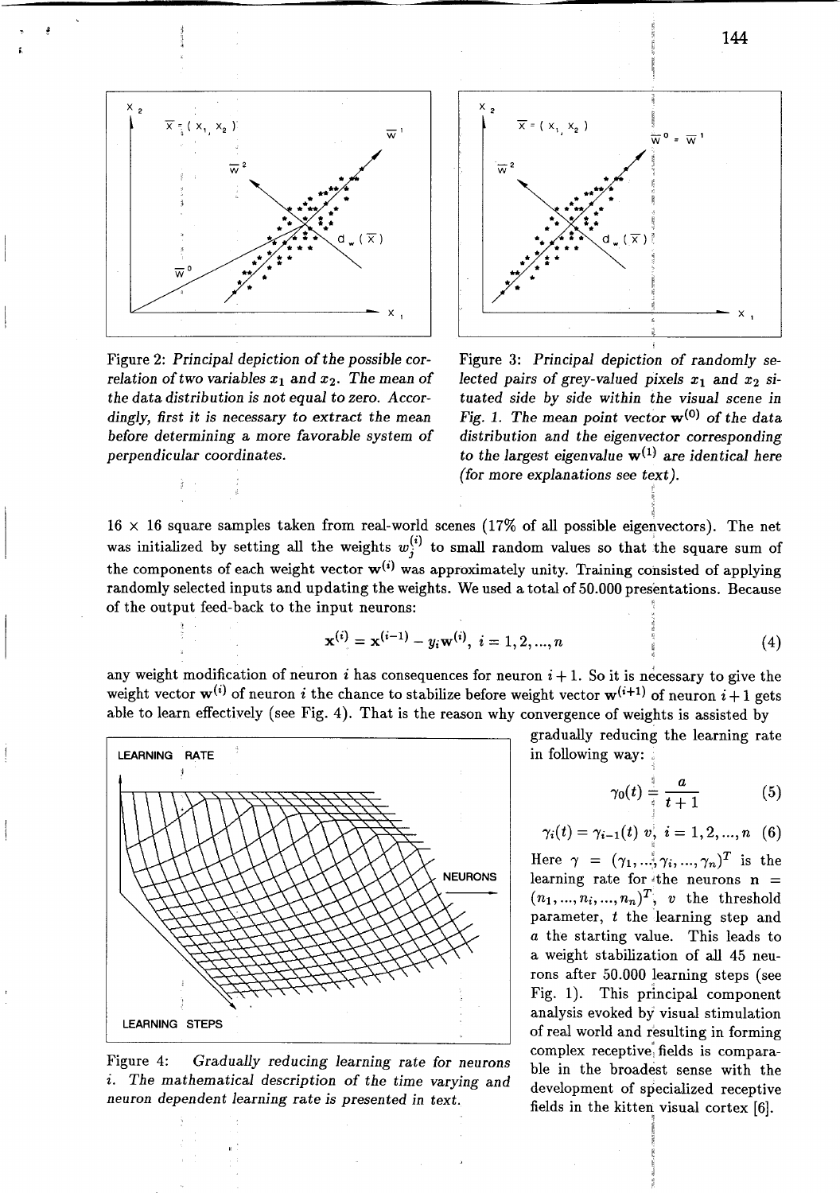Figure 2: *Principal depiction of the possible correlation of two variables $x_1$ and $x_2$. The mean of the data distribution is not equal to zero. Accordingly, first it is necessary to extract the mean before determining a more favorable system of perpendicular coordinates.*

Figure 3: *Principal depiction of randomly selected pairs of grey-valued pixels $x_1$ and $x_2$ situated side by side within the visual scene in Fig. 1. The mean point vector $\mathbf{w}^{(0)}$ of the data distribution and the eigenvector corresponding to the largest eigenvalue $\mathbf{w}^{(1)}$ are identical here (for more explanations see text).*

16 × 16 square samples taken from real-world scenes (17% of all possible eigenvectors). The net was initialized by setting all the weights $w_j^{(i)}$ to small random values so that the square sum of the components of each weight vector $\mathbf{w}^{(i)}$ was approximately unity. Training consisted of applying randomly selected inputs and updating the weights. We used a total of 50.000 presentations. Because of the output feed-back to the input neurons:

$$\mathbf{x}^{(i)} = \mathbf{x}^{(i-1)} - y_i \mathbf{w}^{(i)}, \; i = 1, 2, ..., n \tag{4}$$

any weight modification of neuron $i$ has consequences for neuron $i+1$. So it is necessary to give the weight vector $\mathbf{w}^{(i)}$ of neuron $i$ the chance to stabilize before weight vector $\mathbf{w}^{(i+1)}$ of neuron $i+1$ gets able to learn effectively (see Fig. 4). That is the reason why convergence of weights is assisted by gradually reducing the learning rate in following way:

$$\gamma_0(t) = \frac{a}{t+1} \tag{5}$$

$$\gamma_i(t) = \gamma_{i-1}(t)\, v, \; i = 1, 2, ..., n \tag{6}$$

Here $\gamma = (\gamma_1, ..., \gamma_i, ..., \gamma_n)^T$ is the learning rate for the neurons $\mathbf{n} = (n_1, ..., n_i, ..., n_n)^T$, $v$ the threshold parameter, $t$ the learning step and $a$ the starting value. This leads to a weight stabilization of all 45 neurons after 50.000 learning steps (see Fig. 1). This principal component analysis evoked by visual stimulation of real world and resulting in forming complex receptive fields is comparable in the broadest sense with the development of specialized receptive fields in the kitten visual cortex [6].

Figure 4: *Gradually reducing learning rate for neurons $i$. The mathematical description of the time varying and neuron dependent learning rate is presented in text.*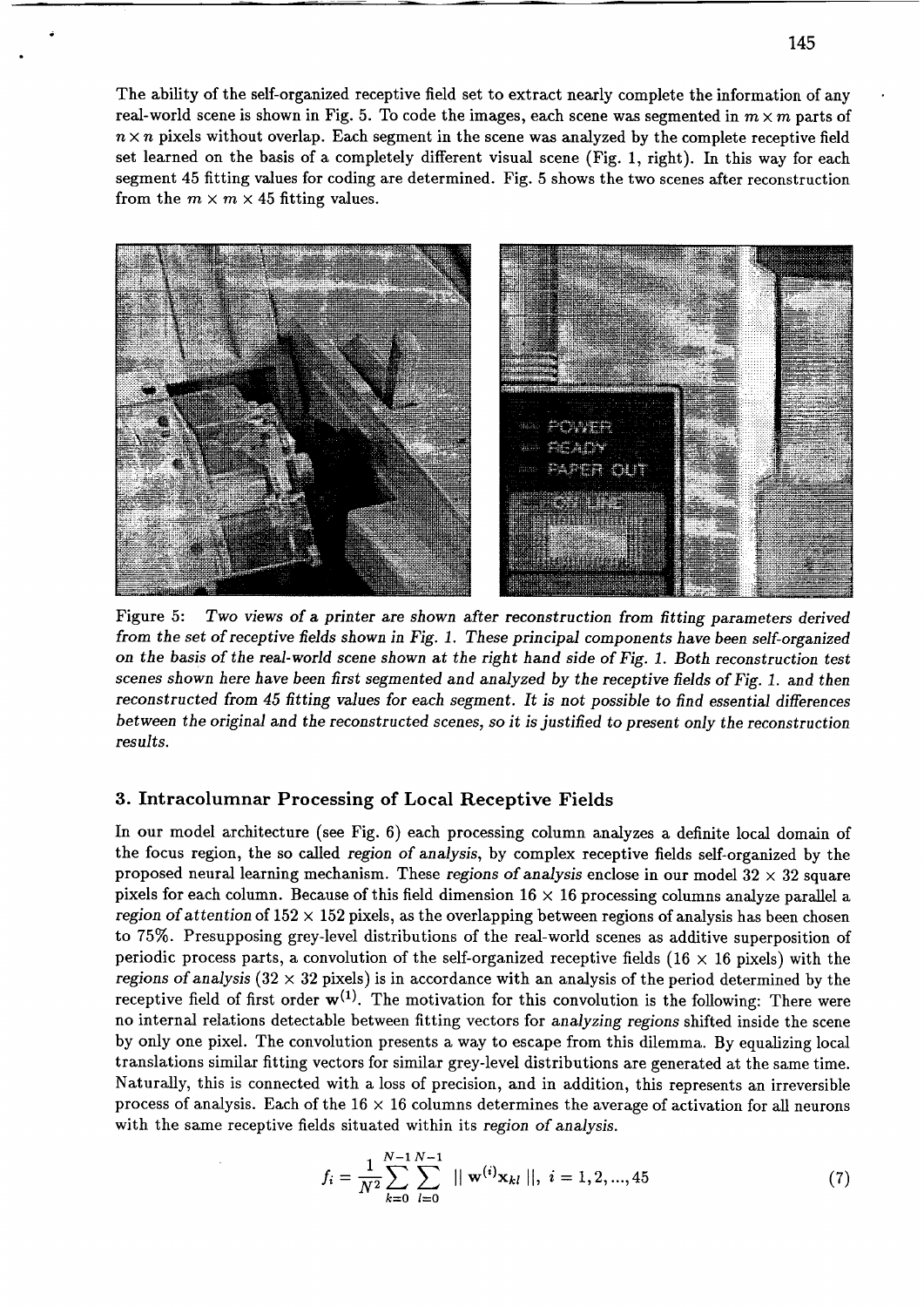The ability of the self-organized receptive field set to extract nearly complete the information of any real-world scene is shown in Fig. 5. To code the images, each scene was segmented in $m \times m$ parts of $n \times n$ pixels without overlap. Each segment in the scene was analyzed by the complete receptive field set learned on the basis of a completely different visual scene (Fig. 1, right). In this way for each segment 45 fitting values for coding are determined. Fig. 5 shows the two scenes after reconstruction from the $m \times m \times 45$ fitting values.

Figure 5: *Two views of a printer are shown after reconstruction from fitting parameters derived from the set of receptive fields shown in Fig. 1. These principal components have been self-organized on the basis of the real-world scene shown at the right hand side of Fig. 1. Both reconstruction test scenes shown here have been first segmented and analyzed by the receptive fields of Fig. 1. and then reconstructed from 45 fitting values for each segment. It is not possible to find essential differences between the original and the reconstructed scenes, so it is justified to present only the reconstruction results.*

## 3. Intracolumnar Processing of Local Receptive Fields

In our model architecture (see Fig. 6) each processing column analyzes a definite local domain of the focus region, the so called *region of analysis*, by complex receptive fields self-organized by the proposed neural learning mechanism. These *regions of analysis* enclose in our model $32 \times 32$ square pixels for each column. Because of this field dimension $16 \times 16$ processing columns analyze parallel a *region of attention* of $152 \times 152$ pixels, as the overlapping between regions of analysis has been chosen to 75%. Presupposing grey-level distributions of the real-world scenes as additive superposition of periodic process parts, a convolution of the self-organized receptive fields ($16 \times 16$ pixels) with the *regions of analysis* ($32 \times 32$ pixels) is in accordance with an analysis of the period determined by the receptive field of first order $\mathbf{w}^{(1)}$. The motivation for this convolution is the following: There were no internal relations detectable between fitting vectors for *analyzing regions* shifted inside the scene by only one pixel. The convolution presents a way to escape from this dilemma. By equalizing local translations similar fitting vectors for similar grey-level distributions are generated at the same time. Naturally, this is connected with a loss of precision, and in addition, this represents an irreversible process of analysis. Each of the $16 \times 16$ columns determines the average of activation for all neurons with the same receptive fields situated within its *region of analysis*.

$$f_i = \frac{1}{N^2} \sum_{k=0}^{N-1} \sum_{l=0}^{N-1} \| \mathbf{w}^{(i)} \mathbf{x}_{kl} \|, \; i = 1, 2, ..., 45 \tag{7}$$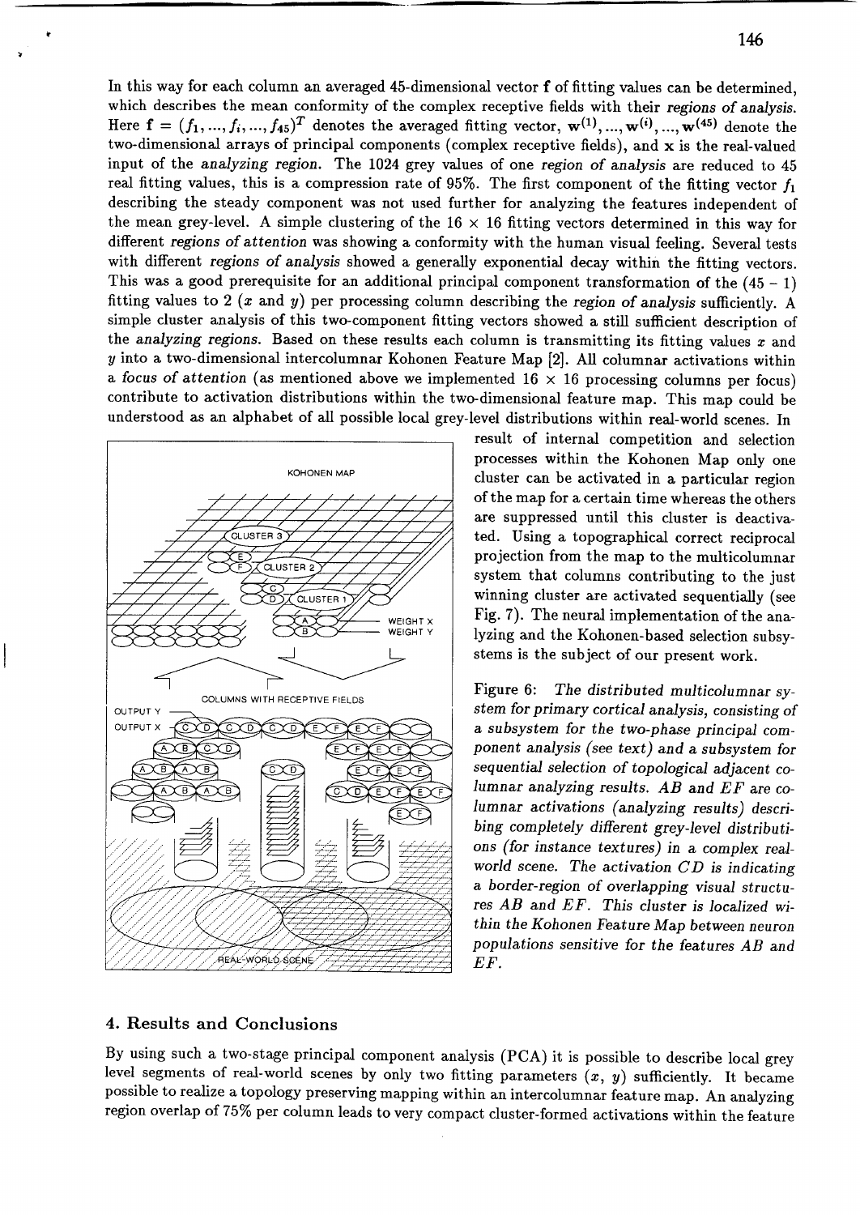In this way for each column an averaged 45-dimensional vector $\mathbf{f}$ of fitting values can be determined, which describes the mean conformity of the complex receptive fields with their *regions of analysis*. Here $\mathbf{f} = (f_1, ..., f_i, ..., f_{45})^T$ denotes the averaged fitting vector, $\mathbf{w}^{(1)}, ..., \mathbf{w}^{(i)}, ..., \mathbf{w}^{(45)}$ denote the two-dimensional arrays of principal components (complex receptive fields), and $\mathbf{x}$ is the real-valued input of the *analyzing region*. The 1024 grey values of one *region of analysis* are reduced to 45 real fitting values, this is a compression rate of 95%. The first component of the fitting vector $f_1$ describing the steady component was not used further for analyzing the features independent of the mean grey-level. A simple clustering of the $16 \times 16$ fitting vectors determined in this way for different *regions of attention* was showing a conformity with the human visual feeling. Several tests with different *regions of analysis* showed a generally exponential decay within the fitting vectors. This was a good prerequisite for an additional principal component transformation of the $(45 - 1)$ fitting values to 2 ($x$ and $y$) per processing column describing the *region of analysis* sufficiently. A simple cluster analysis of this two-component fitting vectors showed a still sufficient description of the *analyzing regions*. Based on these results each column is transmitting its fitting values $x$ and $y$ into a two-dimensional intercolumnar Kohonen Feature Map [2]. All columnar activations within a *focus of attention* (as mentioned above we implemented $16 \times 16$ processing columns per focus) contribute to activation distributions within the two-dimensional feature map. This map could be understood as an alphabet of all possible local grey-level distributions within real-world scenes. In result of internal competition and selection processes within the Kohonen Map only one cluster can be activated in a particular region of the map for a certain time whereas the others are suppressed until this cluster is deactivated. Using a topographical correct reciprocal projection from the map to the multicolumnar system that columns contributing to the just winning cluster are activated sequentially (see Fig. 7). The neural implementation of the analyzing and the Kohonen-based selection subsystems is the subject of our present work.

Figure 6: *The distributed multicolumnar system for primary cortical analysis, consisting of a subsystem for the two-phase principal component analysis (see text) and a subsystem for sequential selection of topological adjacent columnar analyzing results. $AB$ and $EF$ are columnar activations (analyzing results) describing completely different grey-level distributions (for instance textures) in a complex real-world scene. The activation $CD$ is indicating a border-region of overlapping visual structures $AB$ and $EF$. This cluster is localized within the Kohonen Feature Map between neuron populations sensitive for the features $AB$ and $EF$.*

## 4. Results and Conclusions

By using such a two-stage principal component analysis (PCA) it is possible to describe local grey level segments of real-world scenes by only two fitting parameters ($x$, $y$) sufficiently. It became possible to realize a topology preserving mapping within an intercolumnar feature map. An analyzing region overlap of 75% per column leads to very compact cluster-formed activations within the feature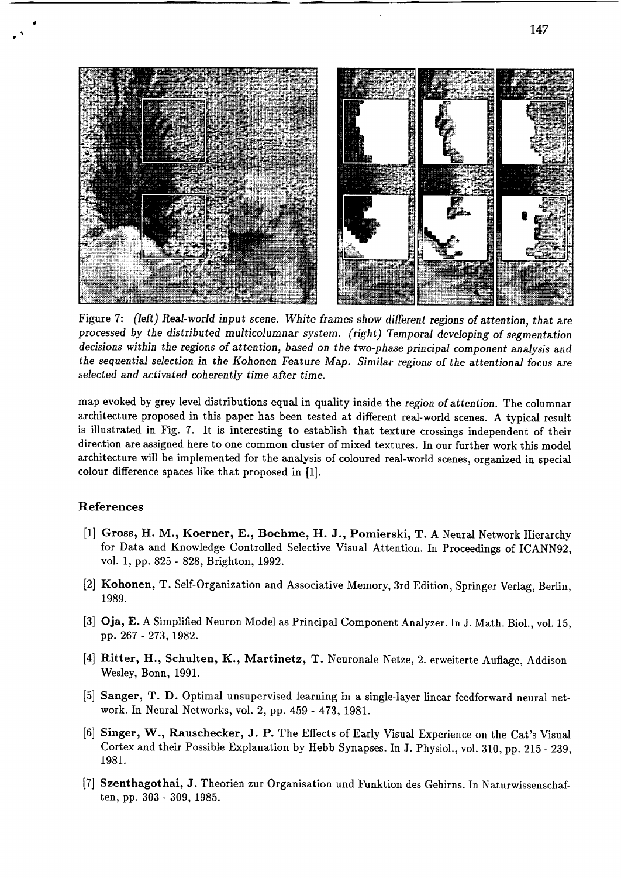Figure 7: *(left) Real-world input scene. White frames show different regions of attention, that are processed by the distributed multicolumnar system. (right) Temporal developing of segmentation decisions within the regions of attention, based on the two-phase principal component analysis and the sequential selection in the Kohonen Feature Map. Similar regions of the attentional focus are selected and activated coherently time after time.*

map evoked by grey level distributions equal in quality inside the *region of attention*. The columnar architecture proposed in this paper has been tested at different real-world scenes. A typical result is illustrated in Fig. 7. It is interesting to establish that texture crossings independent of their direction are assigned here to one common cluster of mixed textures. In our further work this model architecture will be implemented for the analysis of coloured real-world scenes, organized in special colour difference spaces like that proposed in [1].

## References

[1] **Gross, H. M., Koerner, E., Boehme, H. J., Pomierski, T.** A Neural Network Hierarchy for Data and Knowledge Controlled Selective Visual Attention. In Proceedings of ICANN92, vol. 1, pp. 825 - 828, Brighton, 1992.

[2] **Kohonen, T.** Self-Organization and Associative Memory, 3rd Edition, Springer Verlag, Berlin, 1989.

[3] **Oja, E.** A Simplified Neuron Model as Principal Component Analyzer. In J. Math. Biol., vol. 15, pp. 267 - 273, 1982.

[4] **Ritter, H., Schulten, K., Martinetz, T.** Neuronale Netze, 2. erweiterte Auflage, Addison-Wesley, Bonn, 1991.

[5] **Sanger, T. D.** Optimal unsupervised learning in a single-layer linear feedforward neural network. In Neural Networks, vol. 2, pp. 459 - 473, 1981.

[6] **Singer, W., Rauschecker, J. P.** The Effects of Early Visual Experience on the Cat's Visual Cortex and their Possible Explanation by Hebb Synapses. In J. Physiol., vol. 310, pp. 215 - 239, 1981.

[7] **Szenthagothai, J.** Theorien zur Organisation und Funktion des Gehirns. In Naturwissenschaften, pp. 303 - 309, 1985.